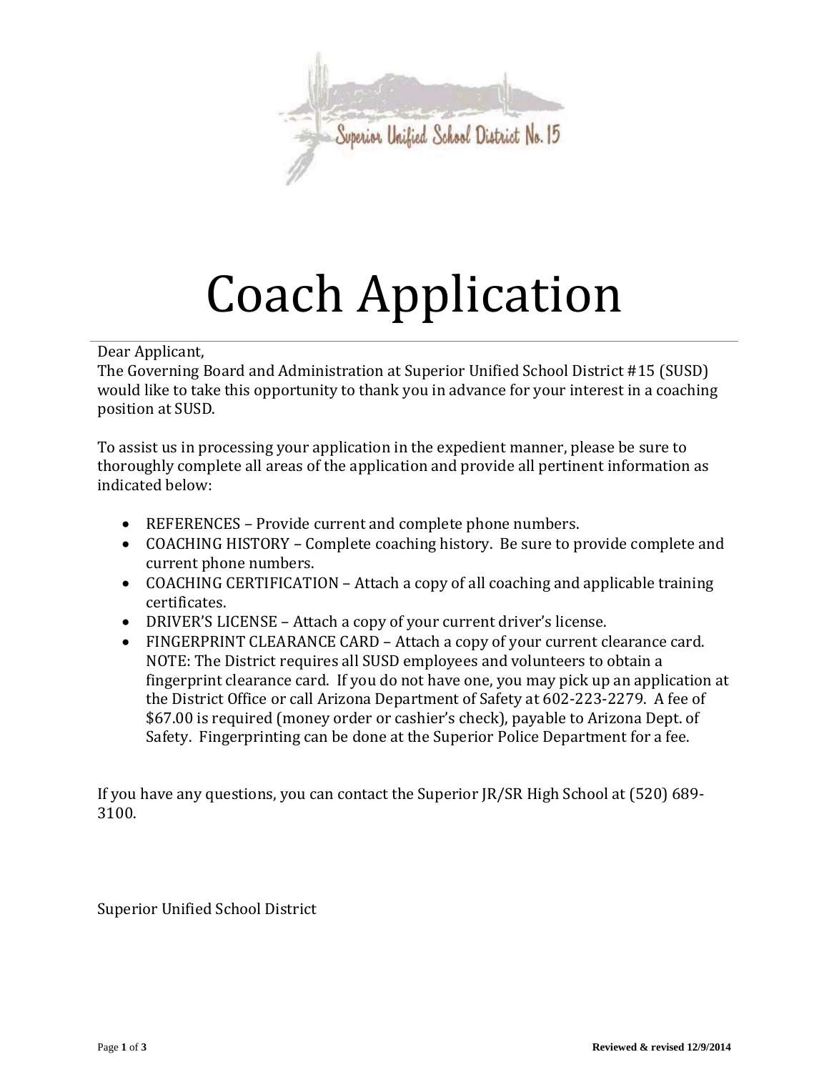Superior Unified School District No. 15

# Coach Application

Dear Applicant,
The Governing Board and Administration at Superior Unified School District #15 (SUSD) would like to take this opportunity to thank you in advance for your interest in a coaching position at SUSD.

To assist us in processing your application in the expedient manner, please be sure to thoroughly complete all areas of the application and provide all pertinent information as indicated below:

- REFERENCES – Provide current and complete phone numbers.
- COACHING HISTORY – Complete coaching history. Be sure to provide complete and current phone numbers.
- COACHING CERTIFICATION – Attach a copy of all coaching and applicable training certificates.
- DRIVER'S LICENSE – Attach a copy of your current driver's license.
- FINGERPRINT CLEARANCE CARD – Attach a copy of your current clearance card. NOTE: The District requires all SUSD employees and volunteers to obtain a fingerprint clearance card. If you do not have one, you may pick up an application at the District Office or call Arizona Department of Safety at 602-223-2279. A fee of $67.00 is required (money order or cashier's check), payable to Arizona Dept. of Safety. Fingerprinting can be done at the Superior Police Department for a fee.

If you have any questions, you can contact the Superior JR/SR High School at (520) 689-3100.

Superior Unified School District

**Reviewed & revised 12/9/2014**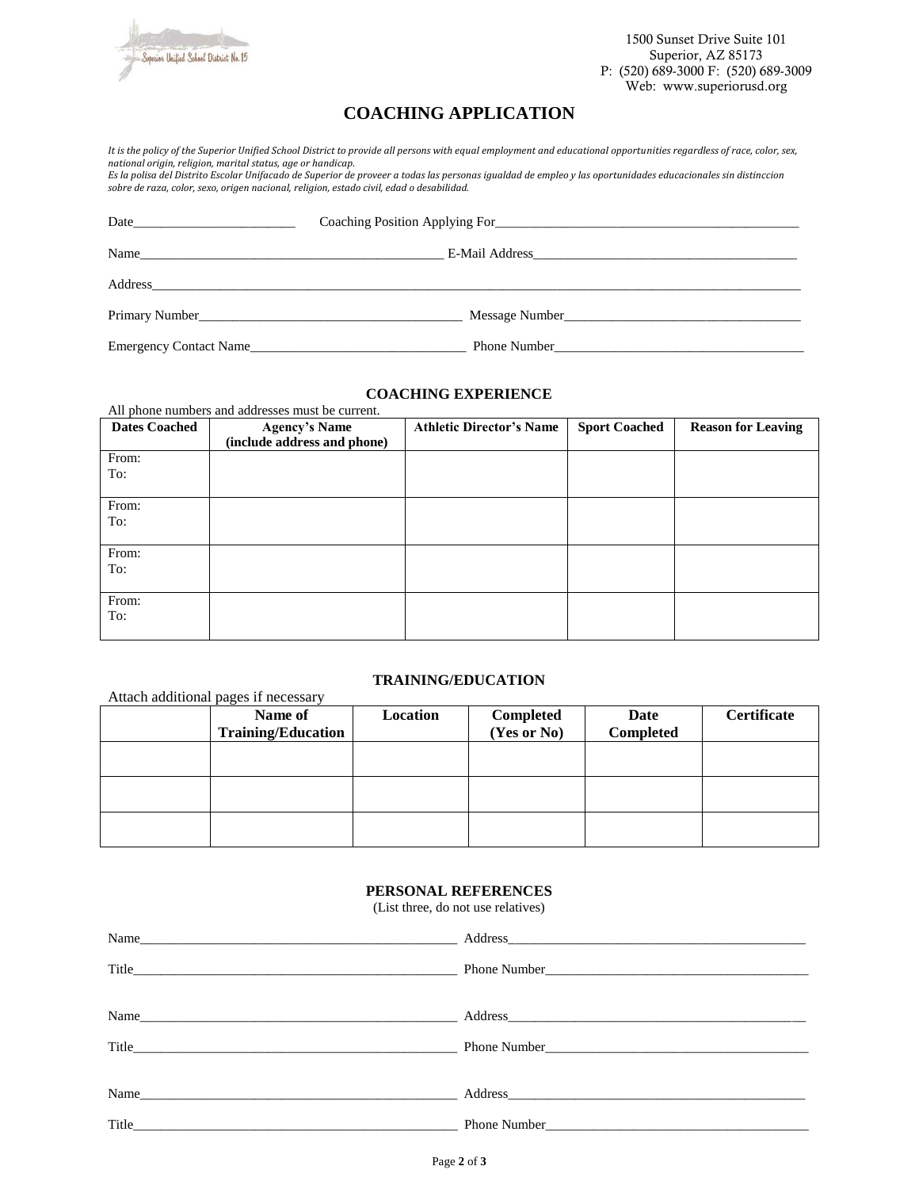1500 Sunset Drive Suite 101
Superior, AZ 85173
P: (520) 689-3000 F: (520) 689-3009
Web: www.superiorusd.org

# COACHING APPLICATION

*It is the policy of the Superior Unified School District to provide all persons with equal employment and educational opportunities regardless of race, color, sex, national origin, religion, marital status, age or handicap.*
*Es la polisa del Distrito Escolar Unifacado de Superior de proveer a todas las personas igualdad de empleo y las oportunidades educacionales sin distinccion sobre de raza, color, sexo, origen nacional, religion, estado civil, edad o desabilidad.*

Date________________________ Coaching Position Applying For______________________________________________

Name_______________________________________________ E-Mail Address________________________________________

Address____________________________________________________________________________________________

Primary Number______________________________________ Message Number___________________________________

Emergency Contact Name________________________________ Phone Number____________________________________

## COACHING EXPERIENCE

All phone numbers and addresses must be current.

| Dates Coached | Agency's Name (include address and phone) | Athletic Director's Name | Sport Coached | Reason for Leaving |
|---|---|---|---|---|
| From: To: | | | | |
| From: To: | | | | |
| From: To: | | | | |
| From: To: | | | | |

## TRAINING/EDUCATION

Attach additional pages if necessary

| | Name of Training/Education | Location | Completed (Yes or No) | Date Completed | Certificate |
|---|---|---|---|---|---|
| | | | | | |
| | | | | | |
| | | | | | |

## PERSONAL REFERENCES

(List three, do not use relatives)

Name_______________________________________________ Address_____________________________________________

Title________________________________________________ Phone Number_________________________________________

Name_______________________________________________ Address_____________________________________________

Title________________________________________________ Phone Number_________________________________________

Name_______________________________________________ Address_____________________________________________

Title________________________________________________ Phone Number_________________________________________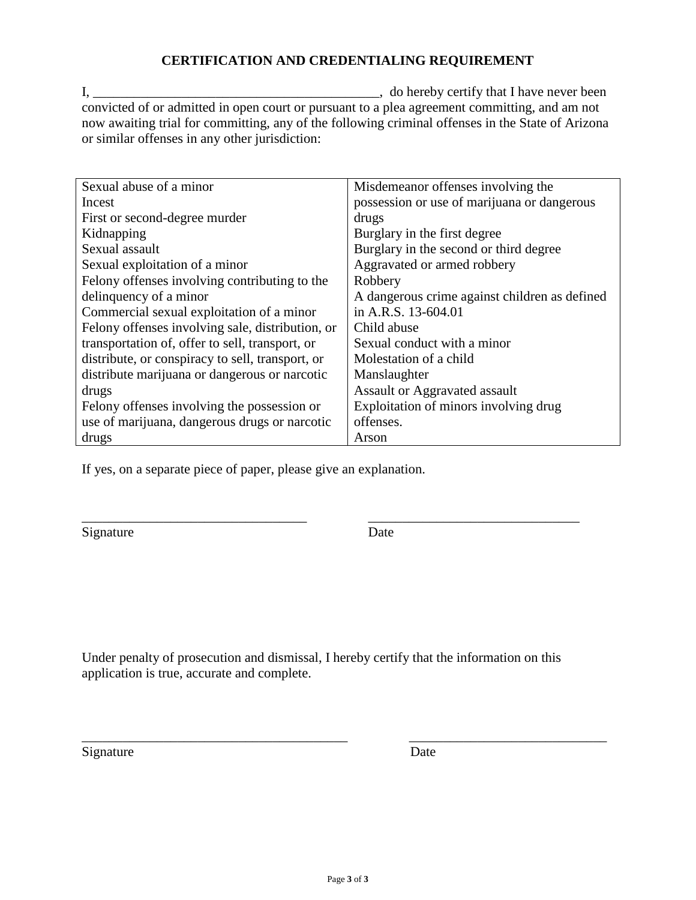## CERTIFICATION AND CREDENTIALING REQUIREMENT

I, ___________________________________________, do hereby certify that I have never been convicted of or admitted in open court or pursuant to a plea agreement committing, and am not now awaiting trial for committing, any of the following criminal offenses in the State of Arizona or similar offenses in any other jurisdiction:

| | |
|---|---|
| Sexual abuse of a minor<br>Incest<br>First or second-degree murder<br>Kidnapping<br>Sexual assault<br>Sexual exploitation of a minor<br>Felony offenses involving contributing to the delinquency of a minor<br>Commercial sexual exploitation of a minor<br>Felony offenses involving sale, distribution, or transportation of, offer to sell, transport, or distribute, or conspiracy to sell, transport, or distribute marijuana or dangerous or narcotic drugs<br>Felony offenses involving the possession or use of marijuana, dangerous drugs or narcotic drugs | Misdemeanor offenses involving the possession or use of marijuana or dangerous drugs<br>Burglary in the first degree<br>Burglary in the second or third degree<br>Aggravated or armed robbery<br>Robbery<br>A dangerous crime against children as defined in A.R.S. 13-604.01<br>Child abuse<br>Sexual conduct with a minor<br>Molestation of a child<br>Manslaughter<br>Assault or Aggravated assault<br>Exploitation of minors involving drug offenses.<br>Arson |

If yes, on a separate piece of paper, please give an explanation.

_________________________________ _______________________________
Signature Date

Under penalty of prosecution and dismissal, I hereby certify that the information on this application is true, accurate and complete.

_______________________________________ _____________________________
Signature Date